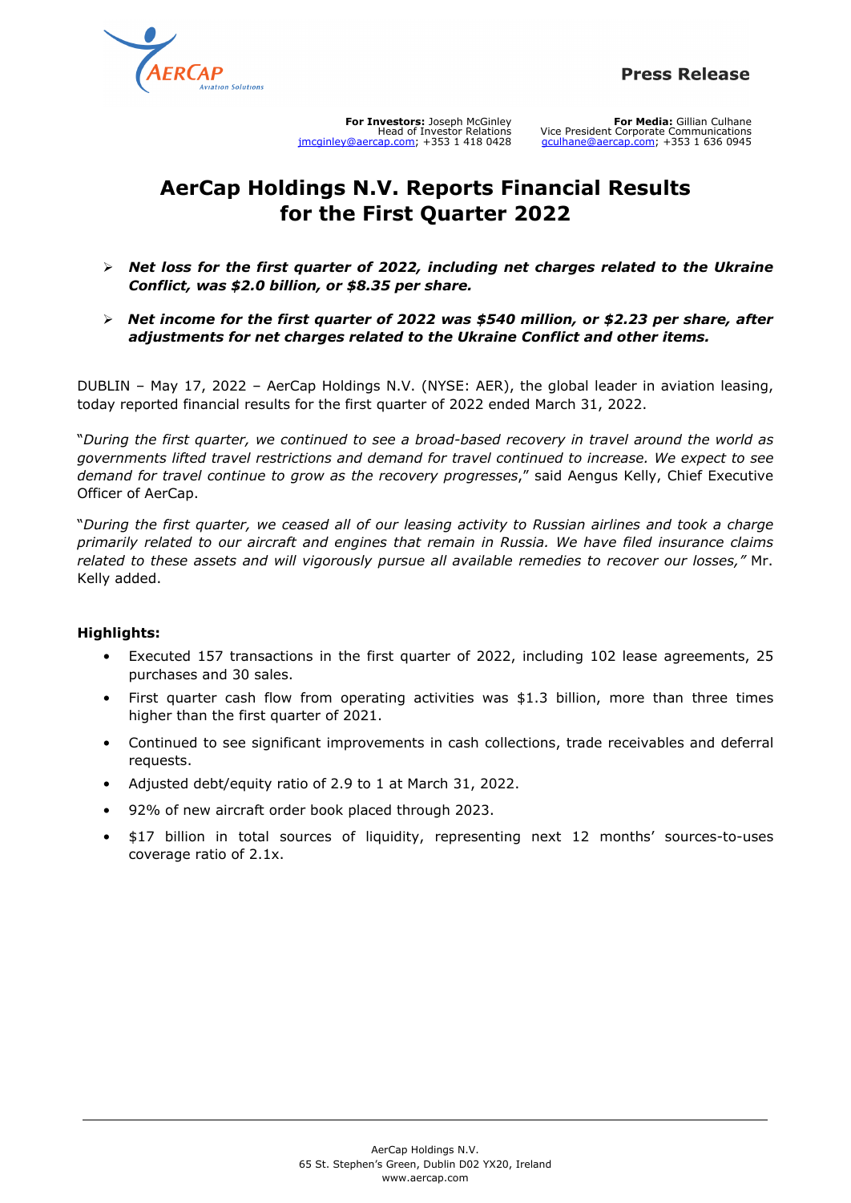Press Release

**For Investors:** Joseph McGinley
Head of Investor Relations
jmcginley@aercap.com; +353 1 418 0428

**For Media:** Gillian Culhane
Vice President Corporate Communications
gculhane@aercap.com; +353 1 636 0945

# AerCap Holdings N.V. Reports Financial Results for the First Quarter 2022

- ***Net loss for the first quarter of 2022, including net charges related to the Ukraine Conflict, was $2.0 billion, or $8.35 per share.***
- ***Net income for the first quarter of 2022 was $540 million, or $2.23 per share, after adjustments for net charges related to the Ukraine Conflict and other items.***

DUBLIN – May 17, 2022 – AerCap Holdings N.V. (NYSE: AER), the global leader in aviation leasing, today reported financial results for the first quarter of 2022 ended March 31, 2022.

"*During the first quarter, we continued to see a broad-based recovery in travel around the world as governments lifted travel restrictions and demand for travel continued to increase. We expect to see demand for travel continue to grow as the recovery progresses*," said Aengus Kelly, Chief Executive Officer of AerCap.

"*During the first quarter, we ceased all of our leasing activity to Russian airlines and took a charge primarily related to our aircraft and engines that remain in Russia. We have filed insurance claims related to these assets and will vigorously pursue all available remedies to recover our losses,"* Mr. Kelly added.

**Highlights:**

- Executed 157 transactions in the first quarter of 2022, including 102 lease agreements, 25 purchases and 30 sales.
- First quarter cash flow from operating activities was $1.3 billion, more than three times higher than the first quarter of 2021.
- Continued to see significant improvements in cash collections, trade receivables and deferral requests.
- Adjusted debt/equity ratio of 2.9 to 1 at March 31, 2022.
- 92% of new aircraft order book placed through 2023.
- $17 billion in total sources of liquidity, representing next 12 months' sources-to-uses coverage ratio of 2.1x.

AerCap Holdings N.V.
65 St. Stephen's Green, Dublin D02 YX20, Ireland
www.aercap.com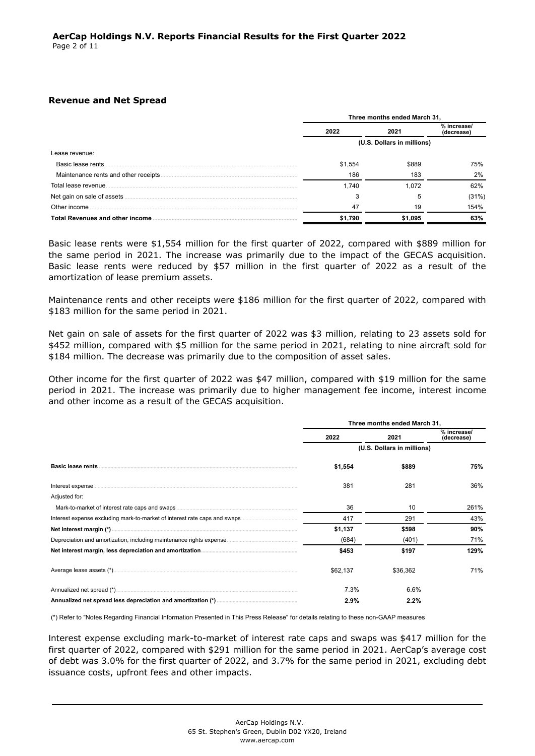## Revenue and Net Spread

| | Three months ended March 31, | | |
|---|---|---|---|
| | 2022 | 2021 | % increase/ (decrease) |
| | (U.S. Dollars in millions) | | |
| Lease revenue: | | | |
| Basic lease rents | \$1,554 | \$889 | 75% |
| Maintenance rents and other receipts | 186 | 183 | 2% |
| Total lease revenue | 1,740 | 1,072 | 62% |
| Net gain on sale of assets | 3 | 5 | (31%) |
| Other income | 47 | 19 | 154% |
| **Total Revenues and other income** | **\$1,790** | **\$1,095** | **63%** |

Basic lease rents were \$1,554 million for the first quarter of 2022, compared with \$889 million for the same period in 2021. The increase was primarily due to the impact of the GECAS acquisition. Basic lease rents were reduced by \$57 million in the first quarter of 2022 as a result of the amortization of lease premium assets.

Maintenance rents and other receipts were \$186 million for the first quarter of 2022, compared with \$183 million for the same period in 2021.

Net gain on sale of assets for the first quarter of 2022 was \$3 million, relating to 23 assets sold for \$452 million, compared with \$5 million for the same period in 2021, relating to nine aircraft sold for \$184 million. The decrease was primarily due to the composition of asset sales.

Other income for the first quarter of 2022 was \$47 million, compared with \$19 million for the same period in 2021. The increase was primarily due to higher management fee income, interest income and other income as a result of the GECAS acquisition.

| | Three months ended March 31, | | |
|---|---|---|---|
| | 2022 | 2021 | % increase/ (decrease) |
| | (U.S. Dollars in millions) | | |
| **Basic lease rents** | **\$1,554** | **\$889** | **75%** |
| Interest expense | 381 | 281 | 36% |
| Adjusted for: | | | |
| Mark-to-market of interest rate caps and swaps | 36 | 10 | 261% |
| Interest expense excluding mark-to-market of interest rate caps and swaps | 417 | 291 | 43% |
| **Net interest margin (*)** | **\$1,137** | **\$598** | **90%** |
| Depreciation and amortization, including maintenance rights expense | (684) | (401) | 71% |
| **Net interest margin, less depreciation and amortization** | **\$453** | **\$197** | **129%** |
| Average lease assets (*) | \$62,137 | \$36,362 | 71% |
| Annualized net spread (*) | 7.3% | 6.6% | |
| **Annualized net spread less depreciation and amortization (*)** | **2.9%** | **2.2%** | |

(*) Refer to "Notes Regarding Financial Information Presented in This Press Release" for details relating to these non-GAAP measures

Interest expense excluding mark-to-market of interest rate caps and swaps was \$417 million for the first quarter of 2022, compared with \$291 million for the same period in 2021. AerCap's average cost of debt was 3.0% for the first quarter of 2022, and 3.7% for the same period in 2021, excluding debt issuance costs, upfront fees and other impacts.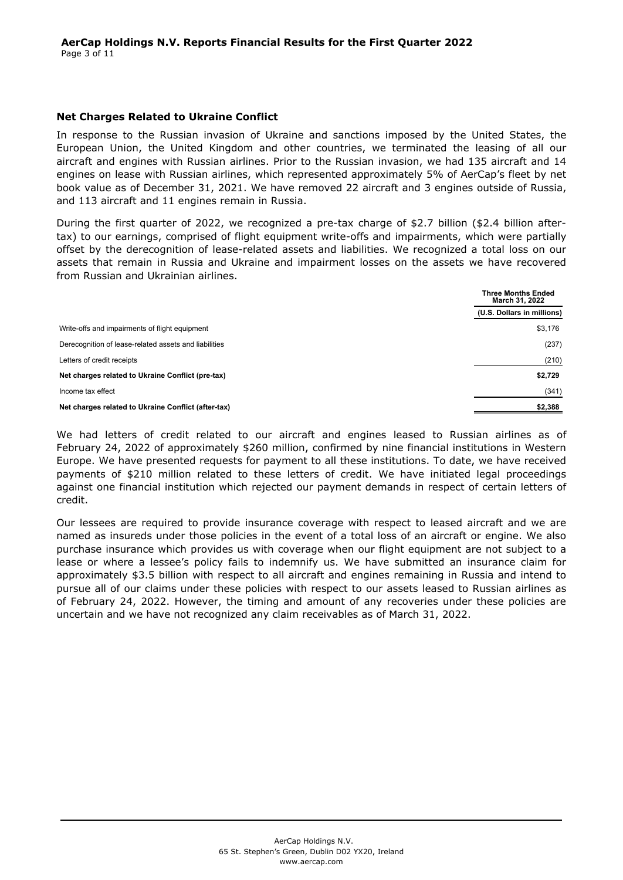## Net Charges Related to Ukraine Conflict

In response to the Russian invasion of Ukraine and sanctions imposed by the United States, the European Union, the United Kingdom and other countries, we terminated the leasing of all our aircraft and engines with Russian airlines. Prior to the Russian invasion, we had 135 aircraft and 14 engines on lease with Russian airlines, which represented approximately 5% of AerCap's fleet by net book value as of December 31, 2021. We have removed 22 aircraft and 3 engines outside of Russia, and 113 aircraft and 11 engines remain in Russia.

During the first quarter of 2022, we recognized a pre-tax charge of $2.7 billion ($2.4 billion after-tax) to our earnings, comprised of flight equipment write-offs and impairments, which were partially offset by the derecognition of lease-related assets and liabilities. We recognized a total loss on our assets that remain in Russia and Ukraine and impairment losses on the assets we have recovered from Russian and Ukrainian airlines.

| | Three Months Ended March 31, 2022 |
|---|---|
| | (U.S. Dollars in millions) |
| Write-offs and impairments of flight equipment | $3,176 |
| Derecognition of lease-related assets and liabilities | (237) |
| Letters of credit receipts | (210) |
| **Net charges related to Ukraine Conflict (pre-tax)** | **$2,729** |
| Income tax effect | (341) |
| **Net charges related to Ukraine Conflict (after-tax)** | **$2,388** |

We had letters of credit related to our aircraft and engines leased to Russian airlines as of February 24, 2022 of approximately $260 million, confirmed by nine financial institutions in Western Europe. We have presented requests for payment to all these institutions. To date, we have received payments of $210 million related to these letters of credit. We have initiated legal proceedings against one financial institution which rejected our payment demands in respect of certain letters of credit.

Our lessees are required to provide insurance coverage with respect to leased aircraft and we are named as insureds under those policies in the event of a total loss of an aircraft or engine. We also purchase insurance which provides us with coverage when our flight equipment are not subject to a lease or where a lessee's policy fails to indemnify us. We have submitted an insurance claim for approximately $3.5 billion with respect to all aircraft and engines remaining in Russia and intend to pursue all of our claims under these policies with respect to our assets leased to Russian airlines as of February 24, 2022. However, the timing and amount of any recoveries under these policies are uncertain and we have not recognized any claim receivables as of March 31, 2022.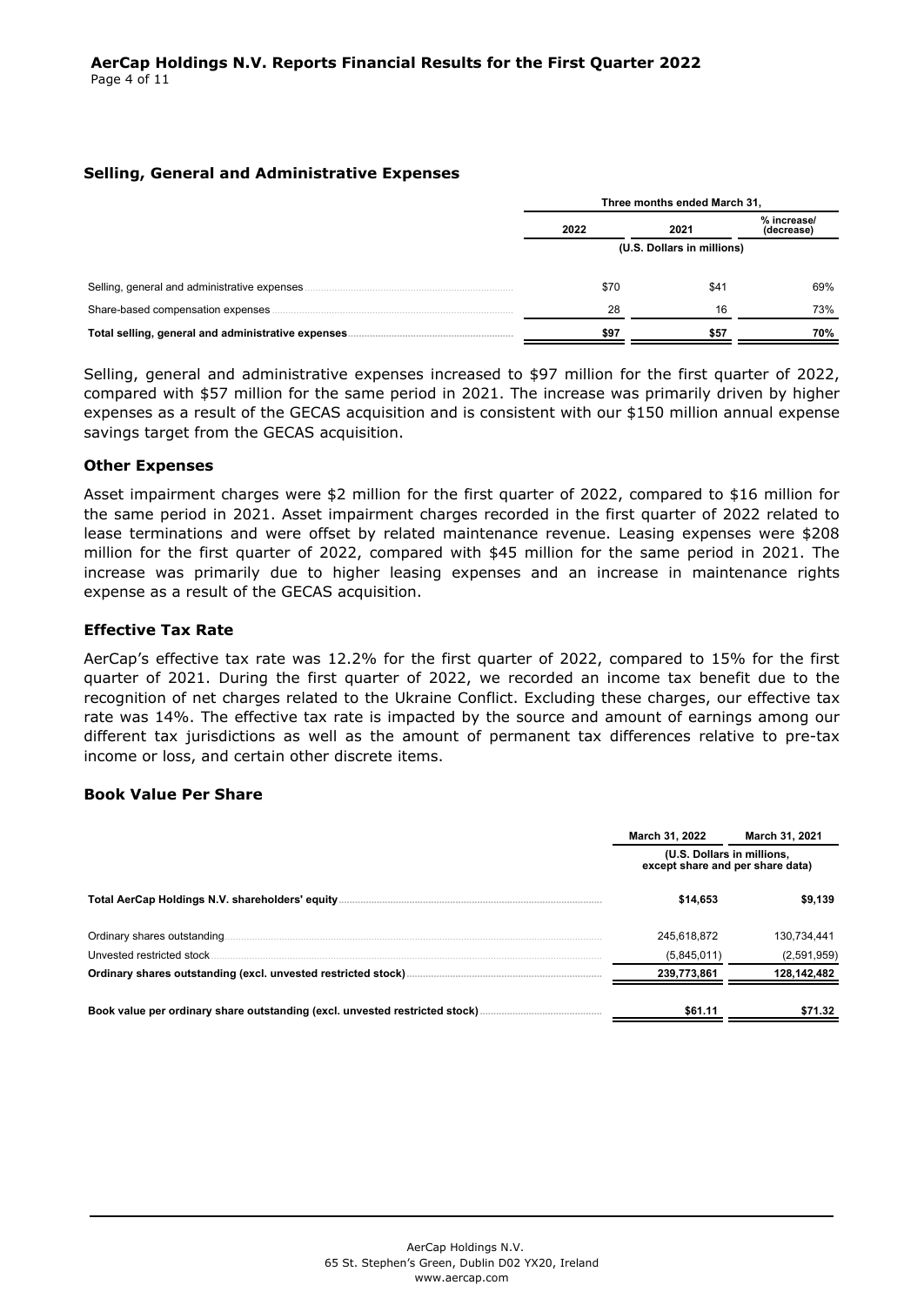### Selling, General and Administrative Expenses

| | Three months ended March 31, | | |
|---|---|---|---|
| | 2022 | 2021 | % increase/ (decrease) |
| | (U.S. Dollars in millions) | | |
| Selling, general and administrative expenses | $70 | $41 | 69% |
| Share-based compensation expenses | 28 | 16 | 73% |
| **Total selling, general and administrative expenses** | **$97** | **$57** | **70%** |

Selling, general and administrative expenses increased to $97 million for the first quarter of 2022, compared with $57 million for the same period in 2021. The increase was primarily driven by higher expenses as a result of the GECAS acquisition and is consistent with our $150 million annual expense savings target from the GECAS acquisition.

### Other Expenses

Asset impairment charges were $2 million for the first quarter of 2022, compared to $16 million for the same period in 2021. Asset impairment charges recorded in the first quarter of 2022 related to lease terminations and were offset by related maintenance revenue. Leasing expenses were $208 million for the first quarter of 2022, compared with $45 million for the same period in 2021. The increase was primarily due to higher leasing expenses and an increase in maintenance rights expense as a result of the GECAS acquisition.

### Effective Tax Rate

AerCap's effective tax rate was 12.2% for the first quarter of 2022, compared to 15% for the first quarter of 2021. During the first quarter of 2022, we recorded an income tax benefit due to the recognition of net charges related to the Ukraine Conflict. Excluding these charges, our effective tax rate was 14%. The effective tax rate is impacted by the source and amount of earnings among our different tax jurisdictions as well as the amount of permanent tax differences relative to pre-tax income or loss, and certain other discrete items.

### Book Value Per Share

| | March 31, 2022 | March 31, 2021 |
|---|---|---|
| | (U.S. Dollars in millions, except share and per share data) | |
| **Total AerCap Holdings N.V. shareholders' equity** | **$14,653** | **$9,139** |
| Ordinary shares outstanding | 245,618,872 | 130,734,441 |
| Unvested restricted stock | (5,845,011) | (2,591,959) |
| **Ordinary shares outstanding (excl. unvested restricted stock)** | **239,773,861** | **128,142,482** |
| **Book value per ordinary share outstanding (excl. unvested restricted stock)** | **$61.11** | **$71.32** |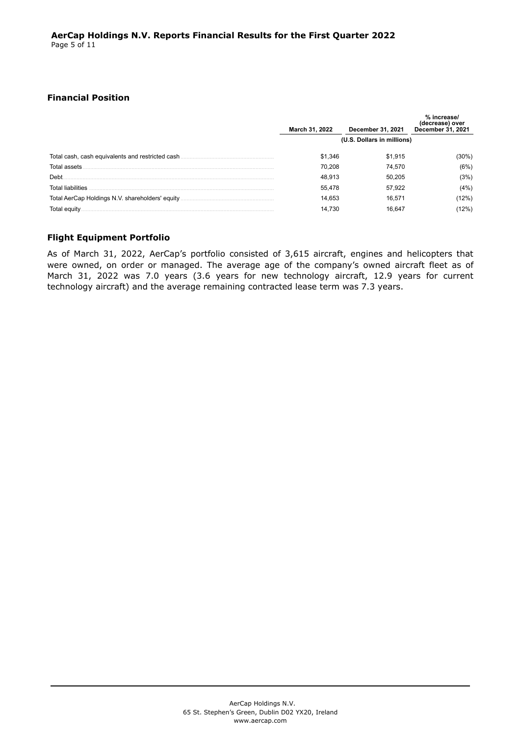### Financial Position

| | March 31, 2022 | December 31, 2021 | % increase/ (decrease) over December 31, 2021 |
|---|---|---|---|
| | (U.S. Dollars in millions) | | |
| Total cash, cash equivalents and restricted cash | $1,346 | $1,915 | (30%) |
| Total assets | 70,208 | 74,570 | (6%) |
| Debt | 48,913 | 50,205 | (3%) |
| Total liabilities | 55,478 | 57,922 | (4%) |
| Total AerCap Holdings N.V. shareholders' equity | 14,653 | 16,571 | (12%) |
| Total equity | 14,730 | 16,647 | (12%) |

### Flight Equipment Portfolio

As of March 31, 2022, AerCap's portfolio consisted of 3,615 aircraft, engines and helicopters that were owned, on order or managed. The average age of the company's owned aircraft fleet as of March 31, 2022 was 7.0 years (3.6 years for new technology aircraft, 12.9 years for current technology aircraft) and the average remaining contracted lease term was 7.3 years.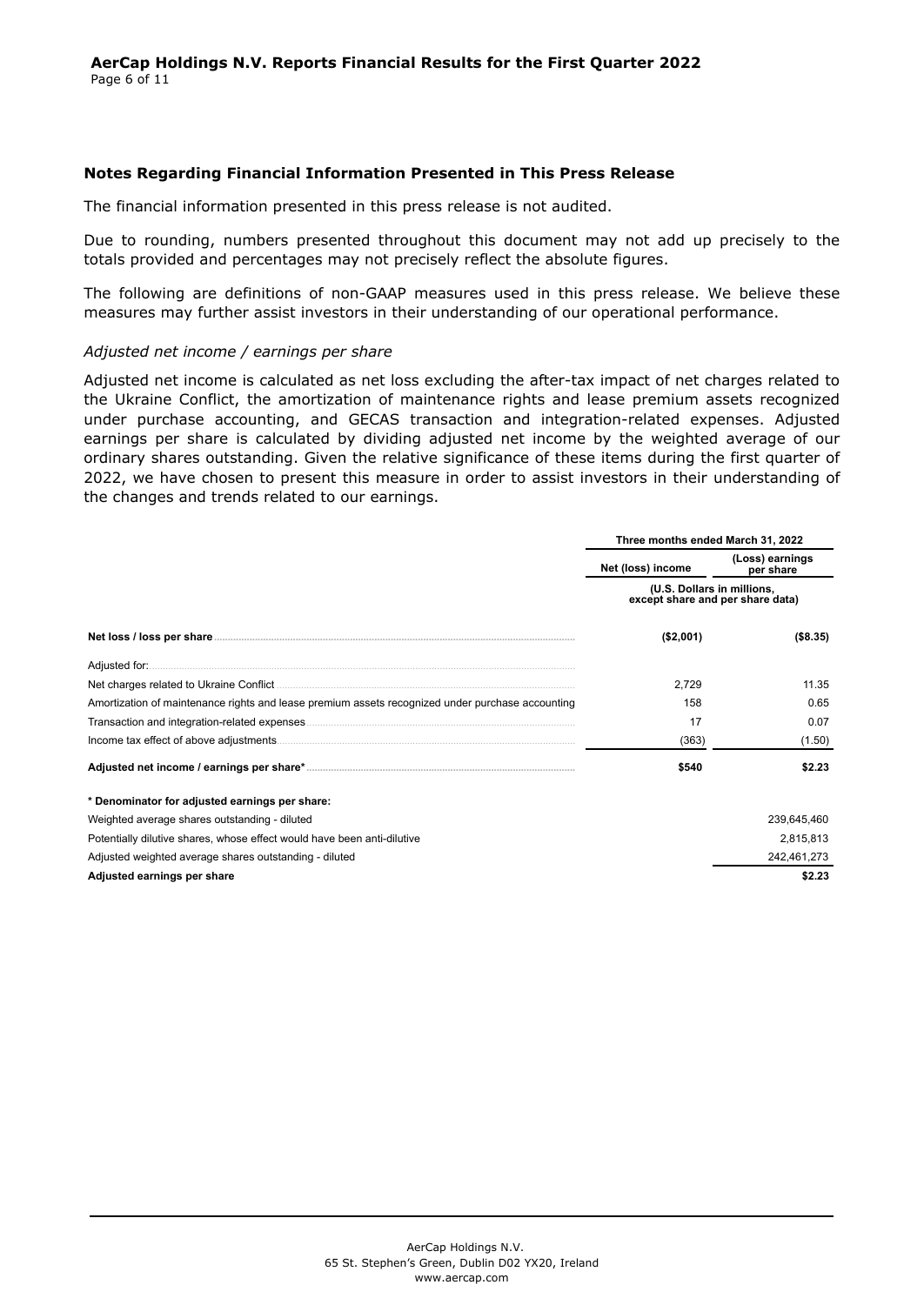## Notes Regarding Financial Information Presented in This Press Release

The financial information presented in this press release is not audited.

Due to rounding, numbers presented throughout this document may not add up precisely to the totals provided and percentages may not precisely reflect the absolute figures.

The following are definitions of non-GAAP measures used in this press release. We believe these measures may further assist investors in their understanding of our operational performance.

*Adjusted net income / earnings per share*

Adjusted net income is calculated as net loss excluding the after-tax impact of net charges related to the Ukraine Conflict, the amortization of maintenance rights and lease premium assets recognized under purchase accounting, and GECAS transaction and integration-related expenses. Adjusted earnings per share is calculated by dividing adjusted net income by the weighted average of our ordinary shares outstanding. Given the relative significance of these items during the first quarter of 2022, we have chosen to present this measure in order to assist investors in their understanding of the changes and trends related to our earnings.

| | Three months ended March 31, 2022 | |
|---|---|---|
| | Net (loss) income | (Loss) earnings per share |
| | (U.S. Dollars in millions, except share and per share data) | |
| **Net loss / loss per share** | **($2,001)** | **($8.35)** |
| Adjusted for: | | |
| Net charges related to Ukraine Conflict | 2,729 | 11.35 |
| Amortization of maintenance rights and lease premium assets recognized under purchase accounting | 158 | 0.65 |
| Transaction and integration-related expenses | 17 | 0.07 |
| Income tax effect of above adjustments | (363) | (1.50) |
| **Adjusted net income / earnings per share*** | **$540** | **$2.23** |
| **\* Denominator for adjusted earnings per share:** | | |
| Weighted average shares outstanding - diluted | | 239,645,460 |
| Potentially dilutive shares, whose effect would have been anti-dilutive | | 2,815,813 |
| Adjusted weighted average shares outstanding - diluted | | 242,461,273 |
| **Adjusted earnings per share** | | **$2.23** |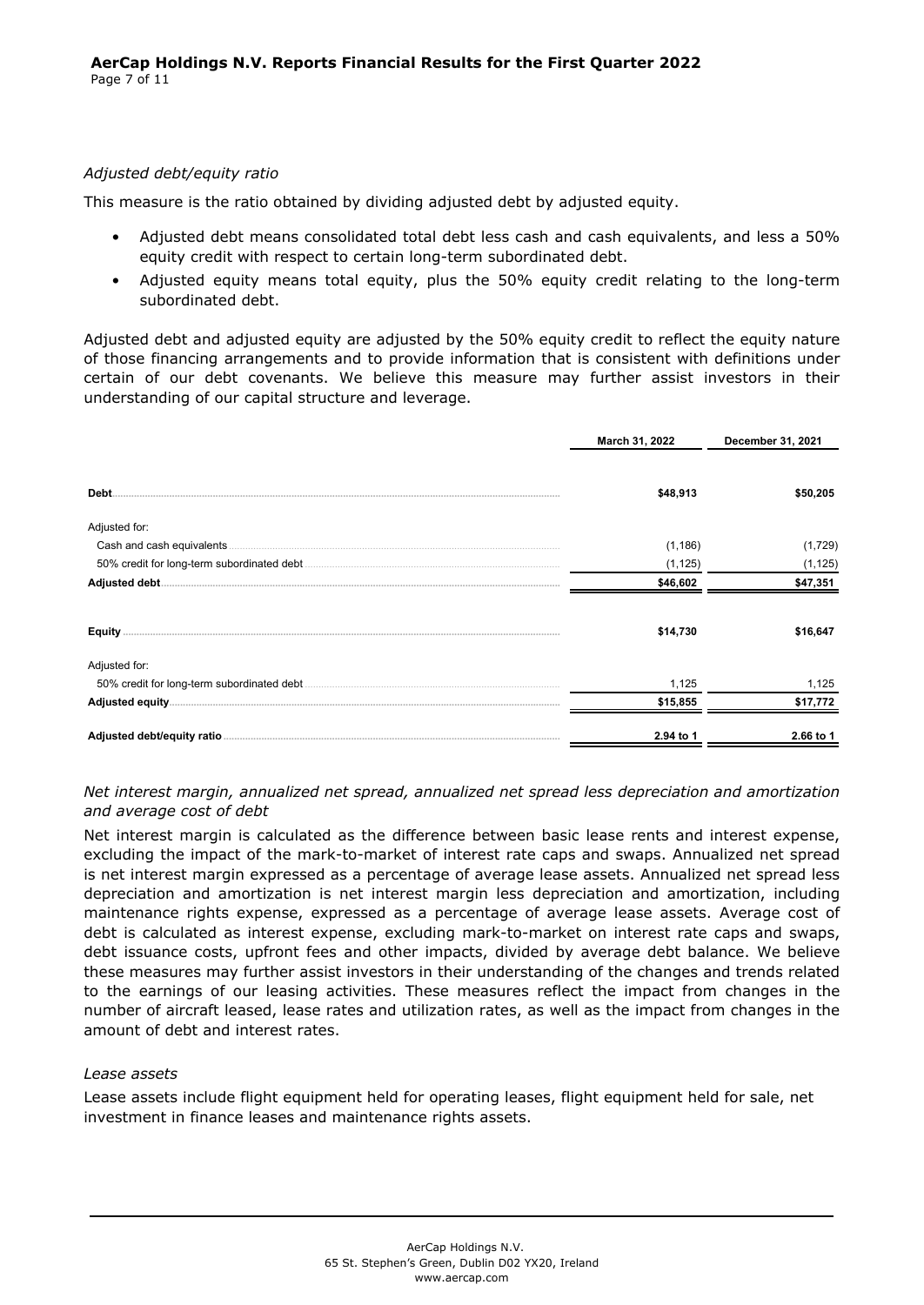*Adjusted debt/equity ratio*

This measure is the ratio obtained by dividing adjusted debt by adjusted equity.

- Adjusted debt means consolidated total debt less cash and cash equivalents, and less a 50% equity credit with respect to certain long-term subordinated debt.
- Adjusted equity means total equity, plus the 50% equity credit relating to the long-term subordinated debt.

Adjusted debt and adjusted equity are adjusted by the 50% equity credit to reflect the equity nature of those financing arrangements and to provide information that is consistent with definitions under certain of our debt covenants. We believe this measure may further assist investors in their understanding of our capital structure and leverage.

| | March 31, 2022 | December 31, 2021 |
|---|---|---|
| **Debt** | **$48,913** | **$50,205** |
| Adjusted for: | | |
| Cash and cash equivalents | (1,186) | (1,729) |
| 50% credit for long-term subordinated debt | (1,125) | (1,125) |
| **Adjusted debt** | **$46,602** | **$47,351** |
| **Equity** | **$14,730** | **$16,647** |
| Adjusted for: | | |
| 50% credit for long-term subordinated debt | 1,125 | 1,125 |
| **Adjusted equity** | **$15,855** | **$17,772** |
| **Adjusted debt/equity ratio** | **2.94 to 1** | **2.66 to 1** |

*Net interest margin, annualized net spread, annualized net spread less depreciation and amortization and average cost of debt*

Net interest margin is calculated as the difference between basic lease rents and interest expense, excluding the impact of the mark-to-market of interest rate caps and swaps. Annualized net spread is net interest margin expressed as a percentage of average lease assets. Annualized net spread less depreciation and amortization is net interest margin less depreciation and amortization, including maintenance rights expense, expressed as a percentage of average lease assets. Average cost of debt is calculated as interest expense, excluding mark-to-market on interest rate caps and swaps, debt issuance costs, upfront fees and other impacts, divided by average debt balance. We believe these measures may further assist investors in their understanding of the changes and trends related to the earnings of our leasing activities. These measures reflect the impact from changes in the number of aircraft leased, lease rates and utilization rates, as well as the impact from changes in the amount of debt and interest rates.

*Lease assets*

Lease assets include flight equipment held for operating leases, flight equipment held for sale, net investment in finance leases and maintenance rights assets.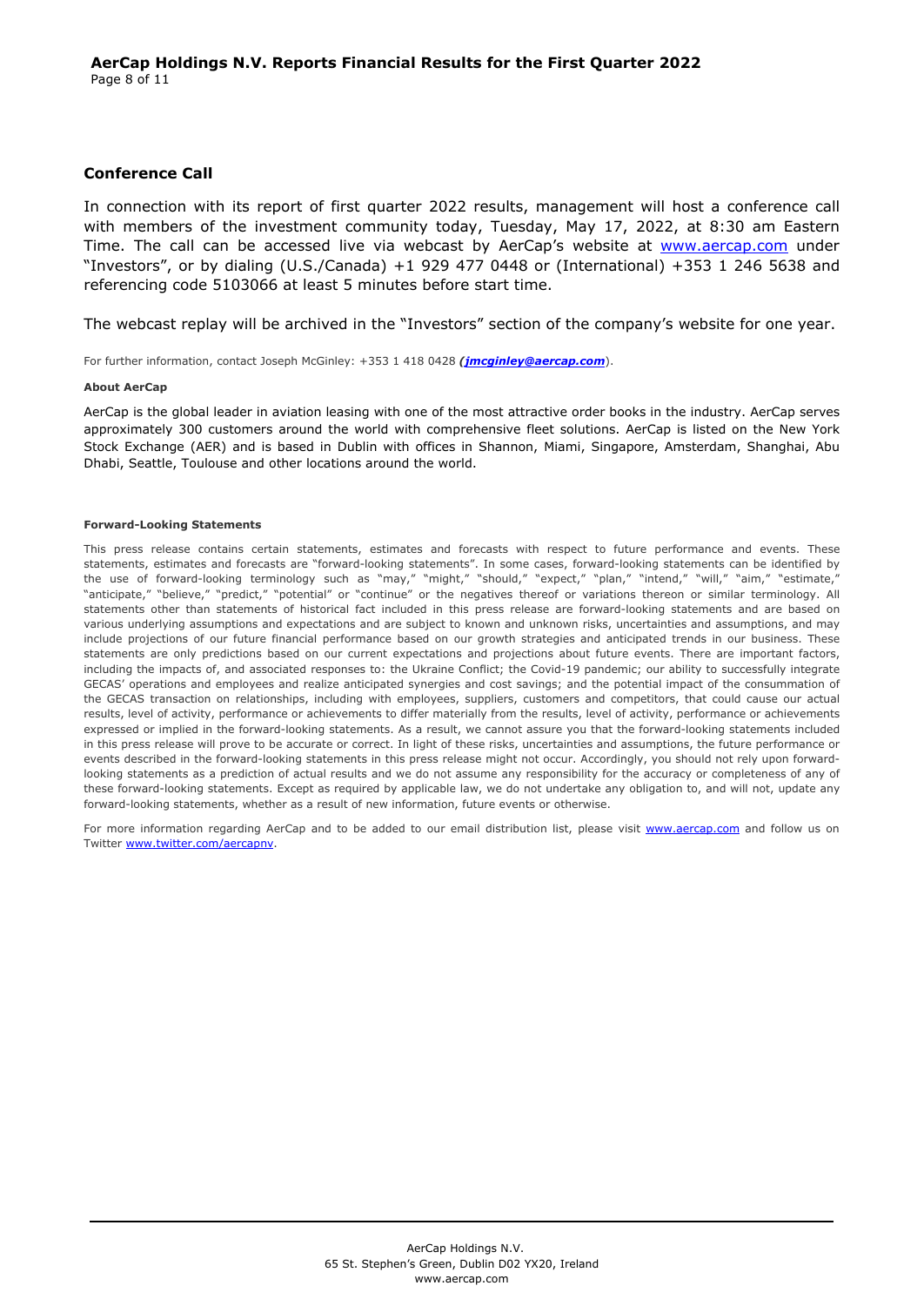## Conference Call

In connection with its report of first quarter 2022 results, management will host a conference call with members of the investment community today, Tuesday, May 17, 2022, at 8:30 am Eastern Time. The call can be accessed live via webcast by AerCap's website at www.aercap.com under "Investors", or by dialing (U.S./Canada) +1 929 477 0448 or (International) +353 1 246 5638 and referencing code 5103066 at least 5 minutes before start time.

The webcast replay will be archived in the "Investors" section of the company's website for one year.

For further information, contact Joseph McGinley: +353 1 418 0428 (***jmcginley@aercap.com***).

**About AerCap**

AerCap is the global leader in aviation leasing with one of the most attractive order books in the industry. AerCap serves approximately 300 customers around the world with comprehensive fleet solutions. AerCap is listed on the New York Stock Exchange (AER) and is based in Dublin with offices in Shannon, Miami, Singapore, Amsterdam, Shanghai, Abu Dhabi, Seattle, Toulouse and other locations around the world.

**Forward-Looking Statements**

This press release contains certain statements, estimates and forecasts with respect to future performance and events. These statements, estimates and forecasts are "forward-looking statements". In some cases, forward-looking statements can be identified by the use of forward-looking terminology such as "may," "might," "should," "expect," "plan," "intend," "will," "aim," "estimate," "anticipate," "believe," "predict," "potential" or "continue" or the negatives thereof or variations thereon or similar terminology. All statements other than statements of historical fact included in this press release are forward-looking statements and are based on various underlying assumptions and expectations and are subject to known and unknown risks, uncertainties and assumptions, and may include projections of our future financial performance based on our growth strategies and anticipated trends in our business. These statements are only predictions based on our current expectations and projections about future events. There are important factors, including the impacts of, and associated responses to: the Ukraine Conflict; the Covid-19 pandemic; our ability to successfully integrate GECAS' operations and employees and realize anticipated synergies and cost savings; and the potential impact of the consummation of the GECAS transaction on relationships, including with employees, suppliers, customers and competitors, that could cause our actual results, level of activity, performance or achievements to differ materially from the results, level of activity, performance or achievements expressed or implied in the forward-looking statements. As a result, we cannot assure you that the forward-looking statements included in this press release will prove to be accurate or correct. In light of these risks, uncertainties and assumptions, the future performance or events described in the forward-looking statements in this press release might not occur. Accordingly, you should not rely upon forward-looking statements as a prediction of actual results and we do not assume any responsibility for the accuracy or completeness of any of these forward-looking statements. Except as required by applicable law, we do not undertake any obligation to, and will not, update any forward-looking statements, whether as a result of new information, future events or otherwise.

For more information regarding AerCap and to be added to our email distribution list, please visit www.aercap.com and follow us on Twitter www.twitter.com/aercapnv.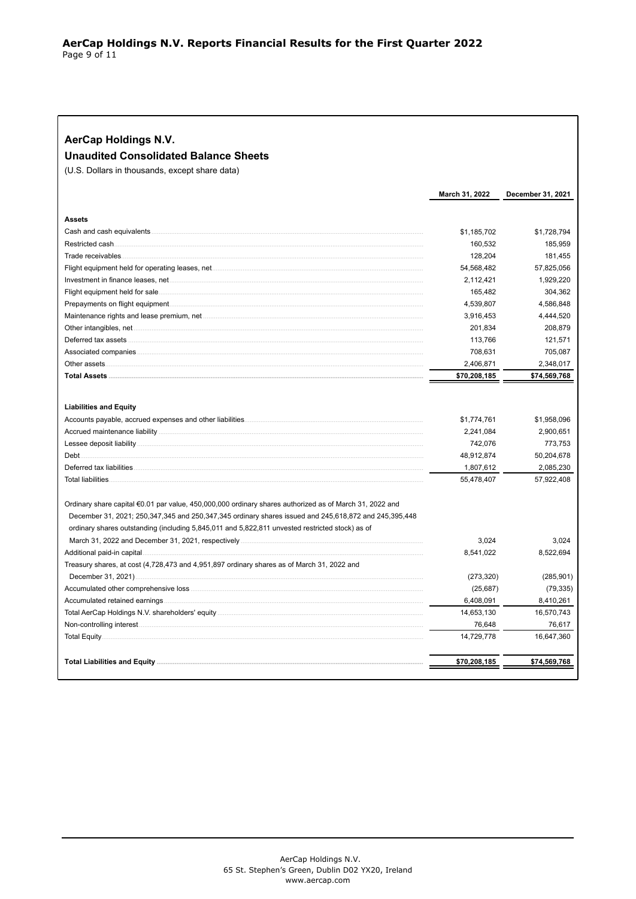## AerCap Holdings N.V.

### Unaudited Consolidated Balance Sheets

(U.S. Dollars in thousands, except share data)

| | March 31, 2022 | December 31, 2021 |
|---|---|---|
| **Assets** | | |
| Cash and cash equivalents | $1,185,702 | $1,728,794 |
| Restricted cash | 160,532 | 185,959 |
| Trade receivables | 128,204 | 181,455 |
| Flight equipment held for operating leases, net | 54,568,482 | 57,825,056 |
| Investment in finance leases, net | 2,112,421 | 1,929,220 |
| Flight equipment held for sale | 165,482 | 304,362 |
| Prepayments on flight equipment | 4,539,807 | 4,586,848 |
| Maintenance rights and lease premium, net | 3,916,453 | 4,444,520 |
| Other intangibles, net | 201,834 | 208,879 |
| Deferred tax assets | 113,766 | 121,571 |
| Associated companies | 708,631 | 705,087 |
| Other assets | 2,406,871 | 2,348,017 |
| **Total Assets** | **$70,208,185** | **$74,569,768** |
| **Liabilities and Equity** | | |
| Accounts payable, accrued expenses and other liabilities | $1,774,761 | $1,958,096 |
| Accrued maintenance liability | 2,241,084 | 2,900,651 |
| Lessee deposit liability | 742,076 | 773,753 |
| Debt | 48,912,874 | 50,204,678 |
| Deferred tax liabilities | 1,807,612 | 2,085,230 |
| Total liabilities | 55,478,407 | 57,922,408 |
| Ordinary share capital €0.01 par value, 450,000,000 ordinary shares authorized as of March 31, 2022 and December 31, 2021; 250,347,345 and 250,347,345 ordinary shares issued and 245,618,872 and 245,395,448 ordinary shares outstanding (including 5,845,011 and 5,822,811 unvested restricted stock) as of March 31, 2022 and December 31, 2021, respectively | 3,024 | 3,024 |
| Additional paid-in capital | 8,541,022 | 8,522,694 |
| Treasury shares, at cost (4,728,473 and 4,951,897 ordinary shares as of March 31, 2022 and December 31, 2021) | (273,320) | (285,901) |
| Accumulated other comprehensive loss | (25,687) | (79,335) |
| Accumulated retained earnings | 6,408,091 | 8,410,261 |
| Total AerCap Holdings N.V. shareholders' equity | 14,653,130 | 16,570,743 |
| Non-controlling interest | 76,648 | 76,617 |
| Total Equity | 14,729,778 | 16,647,360 |
| **Total Liabilities and Equity** | **$70,208,185** | **$74,569,768** |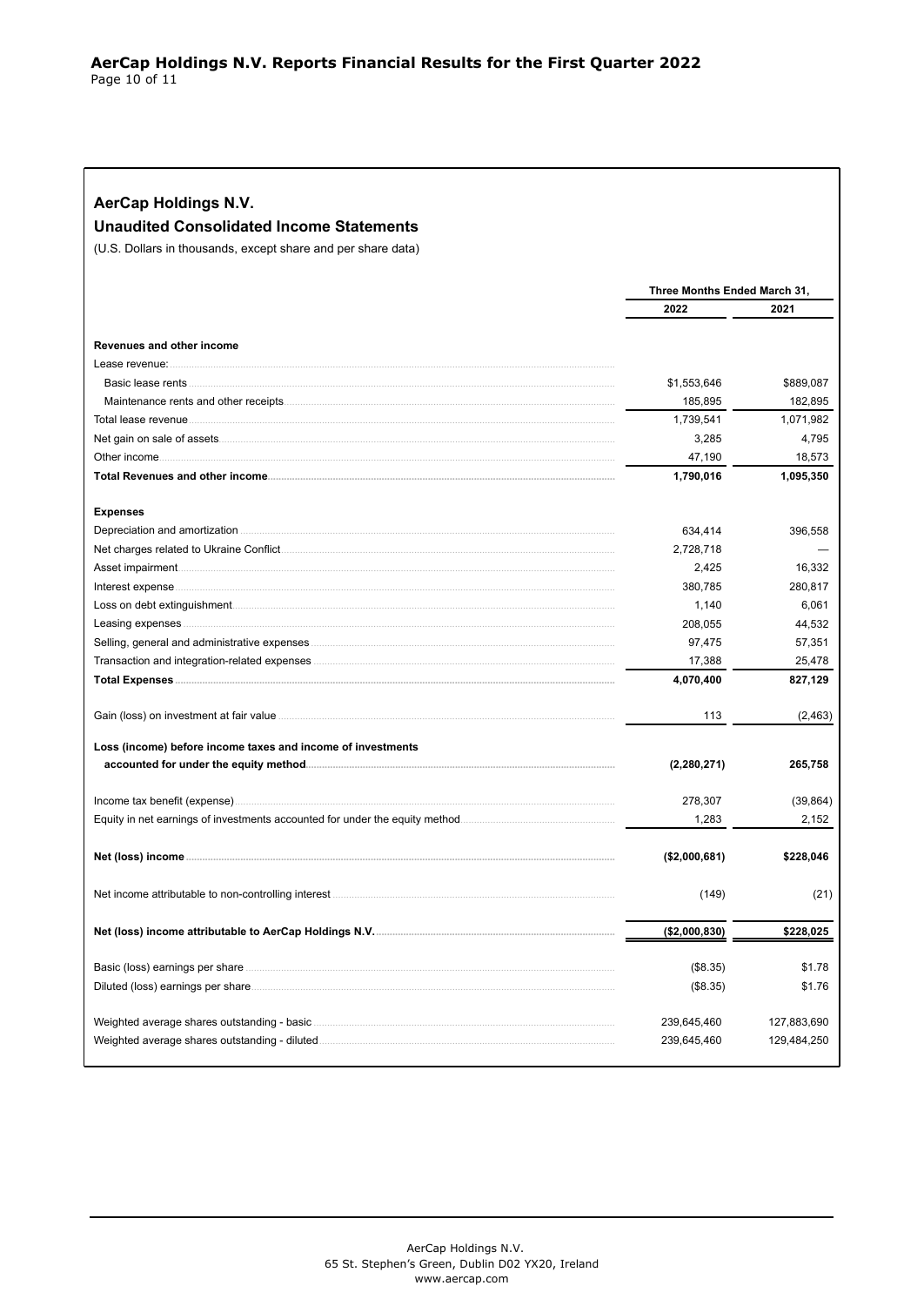## AerCap Holdings N.V.

### Unaudited Consolidated Income Statements

(U.S. Dollars in thousands, except share and per share data)

| | Three Months Ended March 31, | |
|---|---|---|
| | 2022 | 2021 |
| **Revenues and other income** | | |
| Lease revenue: | | |
| Basic lease rents | $1,553,646 | $889,087 |
| Maintenance rents and other receipts | 185,895 | 182,895 |
| Total lease revenue | 1,739,541 | 1,071,982 |
| Net gain on sale of assets | 3,285 | 4,795 |
| Other income | 47,190 | 18,573 |
| **Total Revenues and other income** | **1,790,016** | **1,095,350** |
| **Expenses** | | |
| Depreciation and amortization | 634,414 | 396,558 |
| Net charges related to Ukraine Conflict | 2,728,718 | — |
| Asset impairment | 2,425 | 16,332 |
| Interest expense | 380,785 | 280,817 |
| Loss on debt extinguishment | 1,140 | 6,061 |
| Leasing expenses | 208,055 | 44,532 |
| Selling, general and administrative expenses | 97,475 | 57,351 |
| Transaction and integration-related expenses | 17,388 | 25,478 |
| **Total Expenses** | **4,070,400** | **827,129** |
| Gain (loss) on investment at fair value | 113 | (2,463) |
| **Loss (income) before income taxes and income of investments accounted for under the equity method** | **(2,280,271)** | **265,758** |
| Income tax benefit (expense) | 278,307 | (39,864) |
| Equity in net earnings of investments accounted for under the equity method | 1,283 | 2,152 |
| **Net (loss) income** | **($2,000,681)** | **$228,046** |
| Net income attributable to non-controlling interest | (149) | (21) |
| **Net (loss) income attributable to AerCap Holdings N.V.** | **($2,000,830)** | **$228,025** |
| Basic (loss) earnings per share | ($8.35) | $1.78 |
| Diluted (loss) earnings per share | ($8.35) | $1.76 |
| Weighted average shares outstanding - basic | 239,645,460 | 127,883,690 |
| Weighted average shares outstanding - diluted | 239,645,460 | 129,484,250 |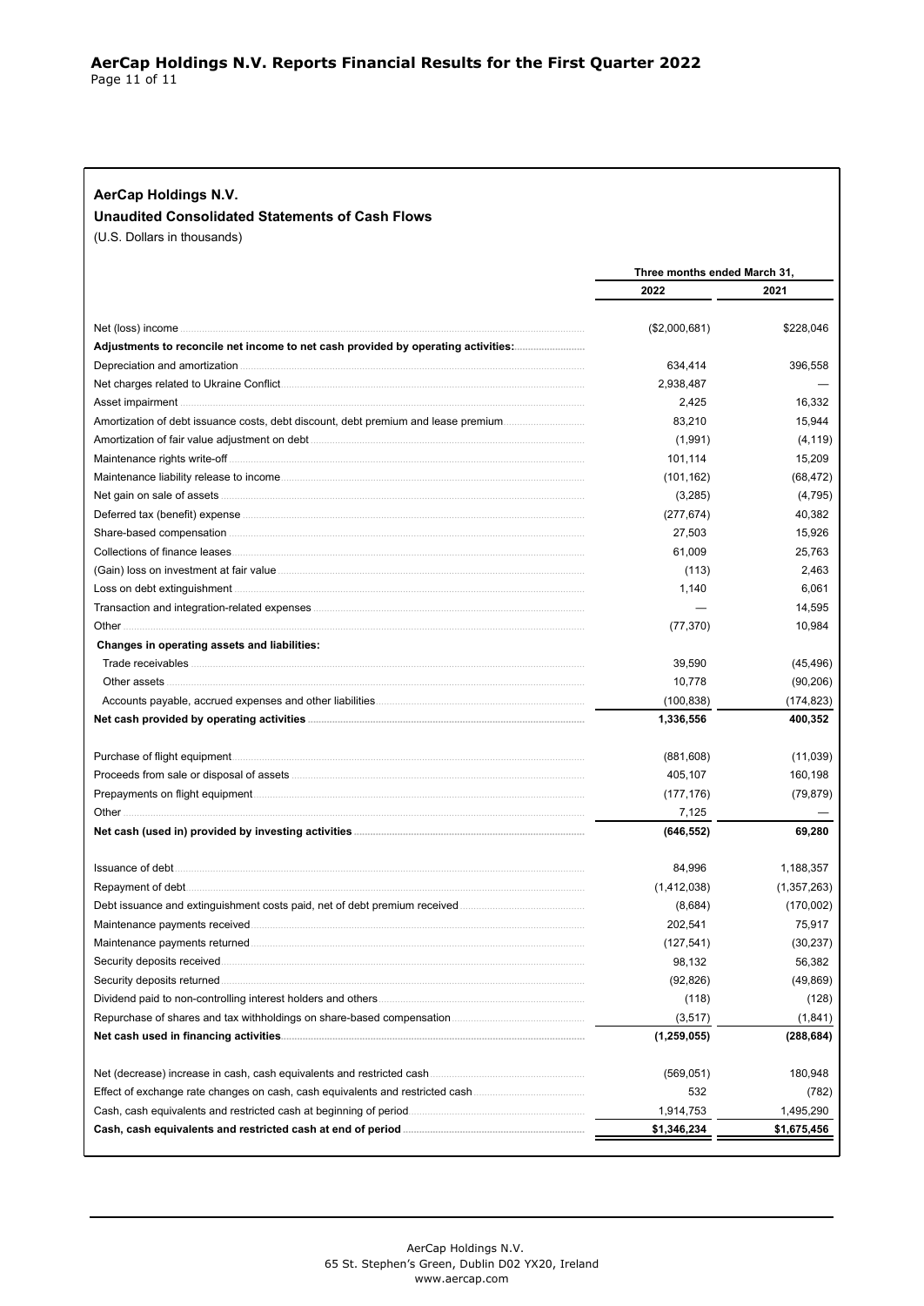## AerCap Holdings N.V.

### Unaudited Consolidated Statements of Cash Flows

(U.S. Dollars in thousands)

| | Three months ended March 31, | |
|---|---|---|
| | 2022 | 2021 |
| Net (loss) income | ($2,000,681) | $228,046 |
| **Adjustments to reconcile net income to net cash provided by operating activities:** | | |
| Depreciation and amortization | 634,414 | 396,558 |
| Net charges related to Ukraine Conflict | 2,938,487 | — |
| Asset impairment | 2,425 | 16,332 |
| Amortization of debt issuance costs, debt discount, debt premium and lease premium | 83,210 | 15,944 |
| Amortization of fair value adjustment on debt | (1,991) | (4,119) |
| Maintenance rights write-off | 101,114 | 15,209 |
| Maintenance liability release to income | (101,162) | (68,472) |
| Net gain on sale of assets | (3,285) | (4,795) |
| Deferred tax (benefit) expense | (277,674) | 40,382 |
| Share-based compensation | 27,503 | 15,926 |
| Collections of finance leases | 61,009 | 25,763 |
| (Gain) loss on investment at fair value | (113) | 2,463 |
| Loss on debt extinguishment | 1,140 | 6,061 |
| Transaction and integration-related expenses | — | 14,595 |
| Other | (77,370) | 10,984 |
| **Changes in operating assets and liabilities:** | | |
| Trade receivables | 39,590 | (45,496) |
| Other assets | 10,778 | (90,206) |
| Accounts payable, accrued expenses and other liabilities | (100,838) | (174,823) |
| **Net cash provided by operating activities** | **1,336,556** | **400,352** |
| Purchase of flight equipment | (881,608) | (11,039) |
| Proceeds from sale or disposal of assets | 405,107 | 160,198 |
| Prepayments on flight equipment | (177,176) | (79,879) |
| Other | 7,125 | — |
| **Net cash (used in) provided by investing activities** | **(646,552)** | **69,280** |
| Issuance of debt | 84,996 | 1,188,357 |
| Repayment of debt | (1,412,038) | (1,357,263) |
| Debt issuance and extinguishment costs paid, net of debt premium received | (8,684) | (170,002) |
| Maintenance payments received | 202,541 | 75,917 |
| Maintenance payments returned | (127,541) | (30,237) |
| Security deposits received | 98,132 | 56,382 |
| Security deposits returned | (92,826) | (49,869) |
| Dividend paid to non-controlling interest holders and others | (118) | (128) |
| Repurchase of shares and tax withholdings on share-based compensation | (3,517) | (1,841) |
| **Net cash used in financing activities** | **(1,259,055)** | **(288,684)** |
| Net (decrease) increase in cash, cash equivalents and restricted cash | (569,051) | 180,948 |
| Effect of exchange rate changes on cash, cash equivalents and restricted cash | 532 | (782) |
| Cash, cash equivalents and restricted cash at beginning of period | 1,914,753 | 1,495,290 |
| **Cash, cash equivalents and restricted cash at end of period** | **$1,346,234** | **$1,675,456** |

AerCap Holdings N.V.
65 St. Stephen's Green, Dublin D02 YX20, Ireland
www.aercap.com